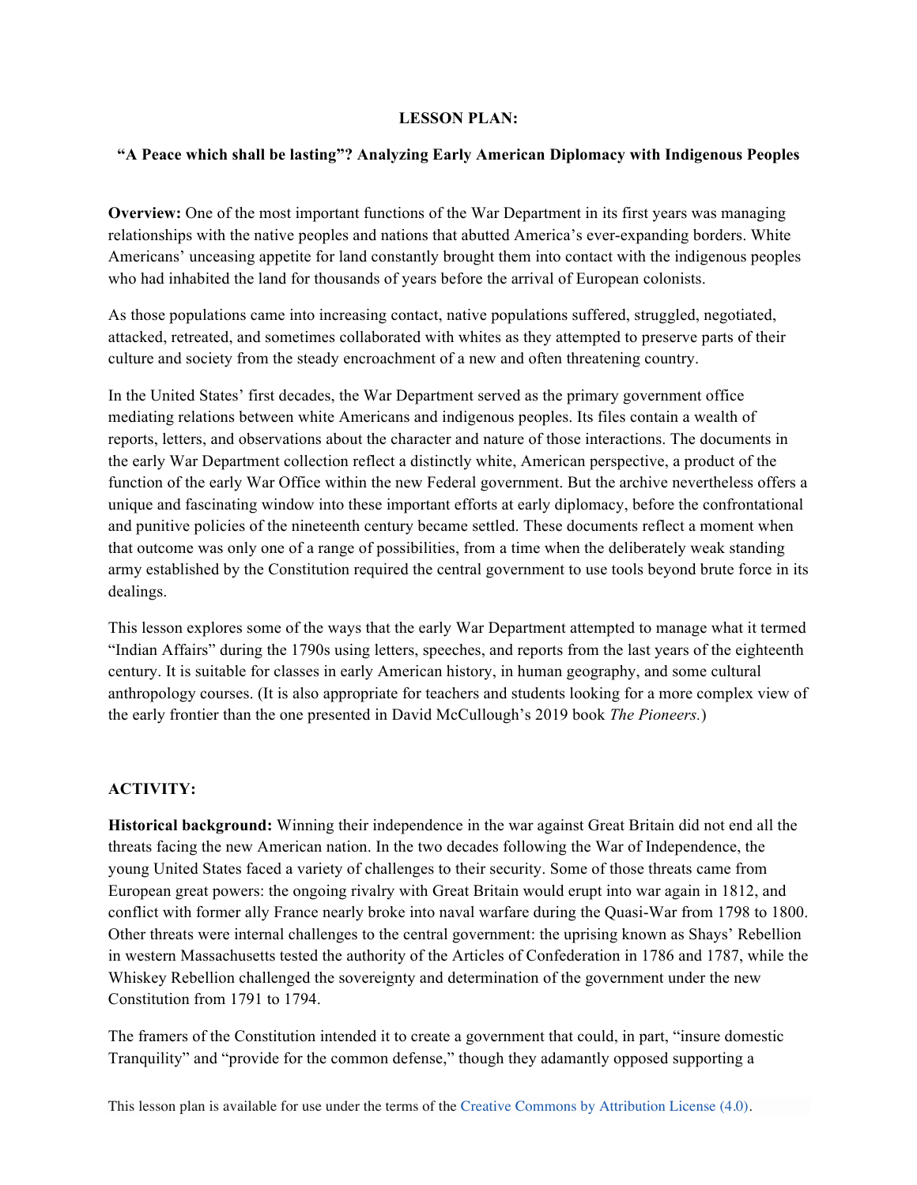**LESSON PLAN:**

**"A Peace which shall be lasting"? Analyzing Early American Diplomacy with Indigenous Peoples**

**Overview:** One of the most important functions of the War Department in its first years was managing relationships with the native peoples and nations that abutted America's ever-expanding borders. White Americans' unceasing appetite for land constantly brought them into contact with the indigenous peoples who had inhabited the land for thousands of years before the arrival of European colonists.

As those populations came into increasing contact, native populations suffered, struggled, negotiated, attacked, retreated, and sometimes collaborated with whites as they attempted to preserve parts of their culture and society from the steady encroachment of a new and often threatening country.

In the United States' first decades, the War Department served as the primary government office mediating relations between white Americans and indigenous peoples. Its files contain a wealth of reports, letters, and observations about the character and nature of those interactions. The documents in the early War Department collection reflect a distinctly white, American perspective, a product of the function of the early War Office within the new Federal government. But the archive nevertheless offers a unique and fascinating window into these important efforts at early diplomacy, before the confrontational and punitive policies of the nineteenth century became settled. These documents reflect a moment when that outcome was only one of a range of possibilities, from a time when the deliberately weak standing army established by the Constitution required the central government to use tools beyond brute force in its dealings.

This lesson explores some of the ways that the early War Department attempted to manage what it termed "Indian Affairs" during the 1790s using letters, speeches, and reports from the last years of the eighteenth century. It is suitable for classes in early American history, in human geography, and some cultural anthropology courses. (It is also appropriate for teachers and students looking for a more complex view of the early frontier than the one presented in David McCullough's 2019 book *The Pioneers.*)

**ACTIVITY:**

**Historical background:** Winning their independence in the war against Great Britain did not end all the threats facing the new American nation. In the two decades following the War of Independence, the young United States faced a variety of challenges to their security. Some of those threats came from European great powers: the ongoing rivalry with Great Britain would erupt into war again in 1812, and conflict with former ally France nearly broke into naval warfare during the Quasi-War from 1798 to 1800. Other threats were internal challenges to the central government: the uprising known as Shays' Rebellion in western Massachusetts tested the authority of the Articles of Confederation in 1786 and 1787, while the Whiskey Rebellion challenged the sovereignty and determination of the government under the new Constitution from 1791 to 1794.

The framers of the Constitution intended it to create a government that could, in part, "insure domestic Tranquility" and "provide for the common defense," though they adamantly opposed supporting a

This lesson plan is available for use under the terms of the Creative Commons by Attribution License (4.0).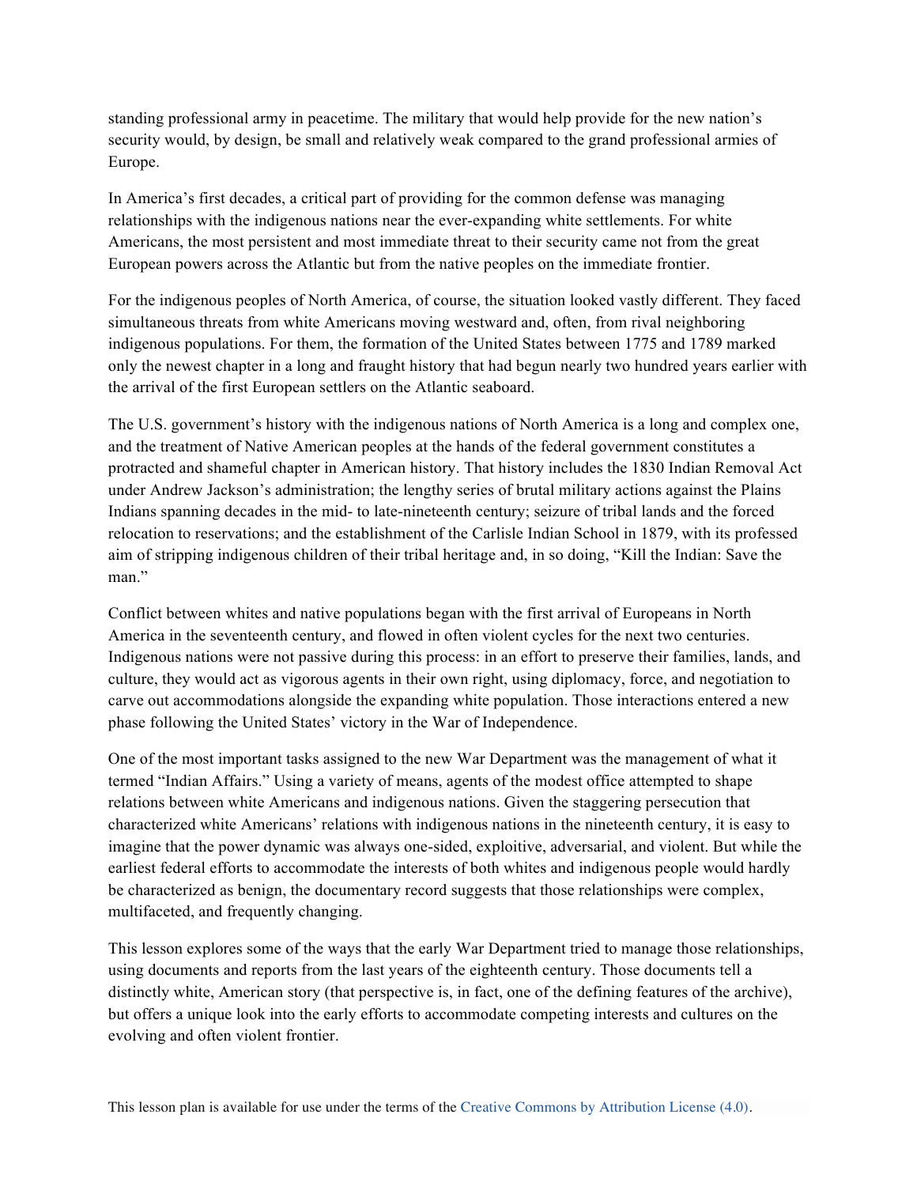standing professional army in peacetime. The military that would help provide for the new nation's security would, by design, be small and relatively weak compared to the grand professional armies of Europe.

In America's first decades, a critical part of providing for the common defense was managing relationships with the indigenous nations near the ever-expanding white settlements. For white Americans, the most persistent and most immediate threat to their security came not from the great European powers across the Atlantic but from the native peoples on the immediate frontier.

For the indigenous peoples of North America, of course, the situation looked vastly different. They faced simultaneous threats from white Americans moving westward and, often, from rival neighboring indigenous populations. For them, the formation of the United States between 1775 and 1789 marked only the newest chapter in a long and fraught history that had begun nearly two hundred years earlier with the arrival of the first European settlers on the Atlantic seaboard.

The U.S. government's history with the indigenous nations of North America is a long and complex one, and the treatment of Native American peoples at the hands of the federal government constitutes a protracted and shameful chapter in American history. That history includes the 1830 Indian Removal Act under Andrew Jackson's administration; the lengthy series of brutal military actions against the Plains Indians spanning decades in the mid- to late-nineteenth century; seizure of tribal lands and the forced relocation to reservations; and the establishment of the Carlisle Indian School in 1879, with its professed aim of stripping indigenous children of their tribal heritage and, in so doing, "Kill the Indian: Save the man."

Conflict between whites and native populations began with the first arrival of Europeans in North America in the seventeenth century, and flowed in often violent cycles for the next two centuries. Indigenous nations were not passive during this process: in an effort to preserve their families, lands, and culture, they would act as vigorous agents in their own right, using diplomacy, force, and negotiation to carve out accommodations alongside the expanding white population. Those interactions entered a new phase following the United States' victory in the War of Independence.

One of the most important tasks assigned to the new War Department was the management of what it termed "Indian Affairs." Using a variety of means, agents of the modest office attempted to shape relations between white Americans and indigenous nations. Given the staggering persecution that characterized white Americans' relations with indigenous nations in the nineteenth century, it is easy to imagine that the power dynamic was always one-sided, exploitive, adversarial, and violent. But while the earliest federal efforts to accommodate the interests of both whites and indigenous people would hardly be characterized as benign, the documentary record suggests that those relationships were complex, multifaceted, and frequently changing.

This lesson explores some of the ways that the early War Department tried to manage those relationships, using documents and reports from the last years of the eighteenth century. Those documents tell a distinctly white, American story (that perspective is, in fact, one of the defining features of the archive), but offers a unique look into the early efforts to accommodate competing interests and cultures on the evolving and often violent frontier.

This lesson plan is available for use under the terms of the Creative Commons by Attribution License (4.0).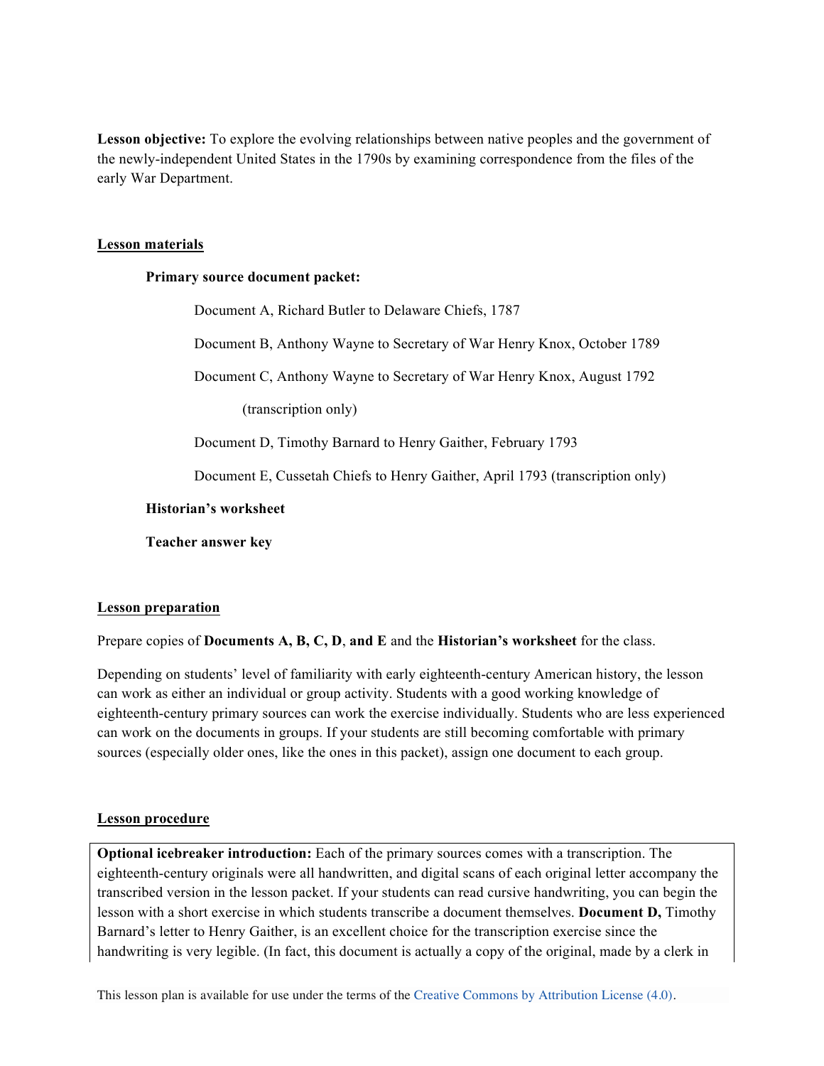**Lesson objective:** To explore the evolving relationships between native peoples and the government of the newly-independent United States in the 1790s by examining correspondence from the files of the early War Department.

## Lesson materials

**Primary source document packet:**

- Document A, Richard Butler to Delaware Chiefs, 1787
- Document B, Anthony Wayne to Secretary of War Henry Knox, October 1789
- Document C, Anthony Wayne to Secretary of War Henry Knox, August 1792 (transcription only)
- Document D, Timothy Barnard to Henry Gaither, February 1793
- Document E, Cussetah Chiefs to Henry Gaither, April 1793 (transcription only)

**Historian's worksheet**

**Teacher answer key**

## Lesson preparation

Prepare copies of **Documents A, B, C, D**, **and E** and the **Historian's worksheet** for the class.

Depending on students' level of familiarity with early eighteenth-century American history, the lesson can work as either an individual or group activity. Students with a good working knowledge of eighteenth-century primary sources can work the exercise individually. Students who are less experienced can work on the documents in groups. If your students are still becoming comfortable with primary sources (especially older ones, like the ones in this packet), assign one document to each group.

## Lesson procedure

**Optional icebreaker introduction:** Each of the primary sources comes with a transcription. The eighteenth-century originals were all handwritten, and digital scans of each original letter accompany the transcribed version in the lesson packet. If your students can read cursive handwriting, you can begin the lesson with a short exercise in which students transcribe a document themselves. **Document D,** Timothy Barnard's letter to Henry Gaither, is an excellent choice for the transcription exercise since the handwriting is very legible. (In fact, this document is actually a copy of the original, made by a clerk in

This lesson plan is available for use under the terms of the Creative Commons by Attribution License (4.0).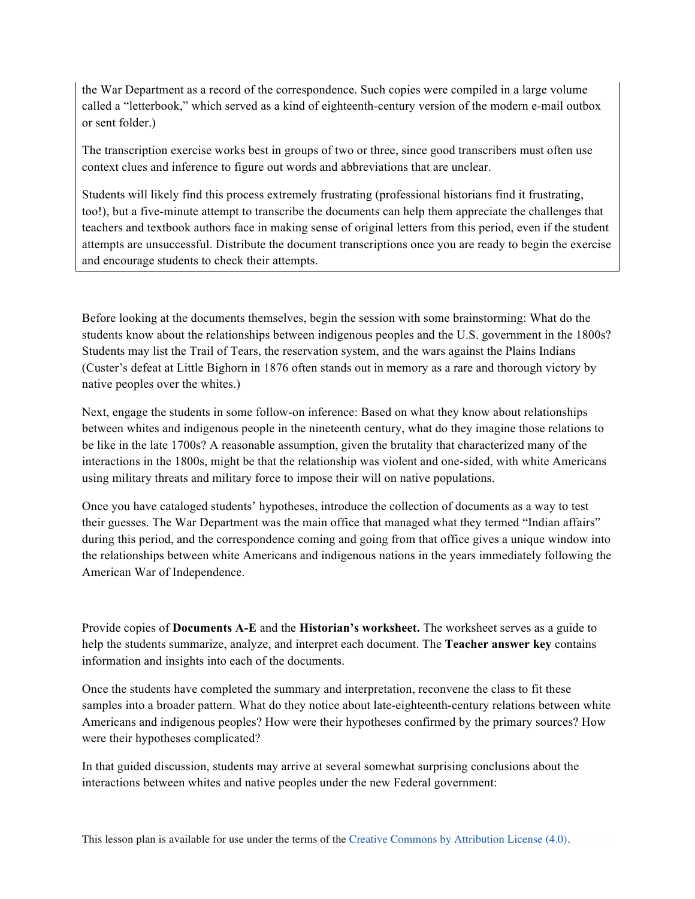the War Department as a record of the correspondence. Such copies were compiled in a large volume called a "letterbook," which served as a kind of eighteenth-century version of the modern e-mail outbox or sent folder.)

The transcription exercise works best in groups of two or three, since good transcribers must often use context clues and inference to figure out words and abbreviations that are unclear.

Students will likely find this process extremely frustrating (professional historians find it frustrating, too!), but a five-minute attempt to transcribe the documents can help them appreciate the challenges that teachers and textbook authors face in making sense of original letters from this period, even if the student attempts are unsuccessful. Distribute the document transcriptions once you are ready to begin the exercise and encourage students to check their attempts.

Before looking at the documents themselves, begin the session with some brainstorming: What do the students know about the relationships between indigenous peoples and the U.S. government in the 1800s? Students may list the Trail of Tears, the reservation system, and the wars against the Plains Indians (Custer's defeat at Little Bighorn in 1876 often stands out in memory as a rare and thorough victory by native peoples over the whites.)

Next, engage the students in some follow-on inference: Based on what they know about relationships between whites and indigenous people in the nineteenth century, what do they imagine those relations to be like in the late 1700s? A reasonable assumption, given the brutality that characterized many of the interactions in the 1800s, might be that the relationship was violent and one-sided, with white Americans using military threats and military force to impose their will on native populations.

Once you have cataloged students' hypotheses, introduce the collection of documents as a way to test their guesses. The War Department was the main office that managed what they termed "Indian affairs" during this period, and the correspondence coming and going from that office gives a unique window into the relationships between white Americans and indigenous nations in the years immediately following the American War of Independence.

Provide copies of **Documents A-E** and the **Historian's worksheet.** The worksheet serves as a guide to help the students summarize, analyze, and interpret each document. The **Teacher answer key** contains information and insights into each of the documents.

Once the students have completed the summary and interpretation, reconvene the class to fit these samples into a broader pattern. What do they notice about late-eighteenth-century relations between white Americans and indigenous peoples? How were their hypotheses confirmed by the primary sources? How were their hypotheses complicated?

In that guided discussion, students may arrive at several somewhat surprising conclusions about the interactions between whites and native peoples under the new Federal government:

This lesson plan is available for use under the terms of the Creative Commons by Attribution License (4.0).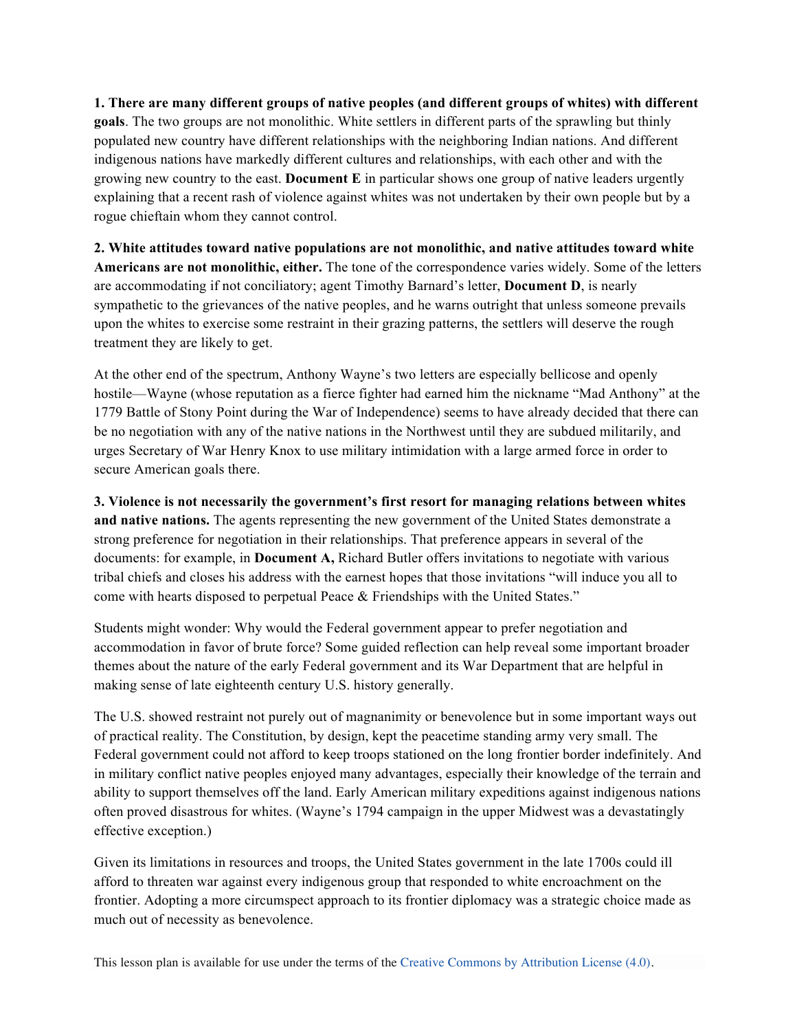**1. There are many different groups of native peoples (and different groups of whites) with different goals**. The two groups are not monolithic. White settlers in different parts of the sprawling but thinly populated new country have different relationships with the neighboring Indian nations. And different indigenous nations have markedly different cultures and relationships, with each other and with the growing new country to the east. **Document E** in particular shows one group of native leaders urgently explaining that a recent rash of violence against whites was not undertaken by their own people but by a rogue chieftain whom they cannot control.

**2. White attitudes toward native populations are not monolithic, and native attitudes toward white Americans are not monolithic, either.** The tone of the correspondence varies widely. Some of the letters are accommodating if not conciliatory; agent Timothy Barnard's letter, **Document D**, is nearly sympathetic to the grievances of the native peoples, and he warns outright that unless someone prevails upon the whites to exercise some restraint in their grazing patterns, the settlers will deserve the rough treatment they are likely to get.

At the other end of the spectrum, Anthony Wayne's two letters are especially bellicose and openly hostile—Wayne (whose reputation as a fierce fighter had earned him the nickname "Mad Anthony" at the 1779 Battle of Stony Point during the War of Independence) seems to have already decided that there can be no negotiation with any of the native nations in the Northwest until they are subdued militarily, and urges Secretary of War Henry Knox to use military intimidation with a large armed force in order to secure American goals there.

**3. Violence is not necessarily the government's first resort for managing relations between whites and native nations.** The agents representing the new government of the United States demonstrate a strong preference for negotiation in their relationships. That preference appears in several of the documents: for example, in **Document A,** Richard Butler offers invitations to negotiate with various tribal chiefs and closes his address with the earnest hopes that those invitations "will induce you all to come with hearts disposed to perpetual Peace & Friendships with the United States."

Students might wonder: Why would the Federal government appear to prefer negotiation and accommodation in favor of brute force? Some guided reflection can help reveal some important broader themes about the nature of the early Federal government and its War Department that are helpful in making sense of late eighteenth century U.S. history generally.

The U.S. showed restraint not purely out of magnanimity or benevolence but in some important ways out of practical reality. The Constitution, by design, kept the peacetime standing army very small. The Federal government could not afford to keep troops stationed on the long frontier border indefinitely. And in military conflict native peoples enjoyed many advantages, especially their knowledge of the terrain and ability to support themselves off the land. Early American military expeditions against indigenous nations often proved disastrous for whites. (Wayne's 1794 campaign in the upper Midwest was a devastatingly effective exception.)

Given its limitations in resources and troops, the United States government in the late 1700s could ill afford to threaten war against every indigenous group that responded to white encroachment on the frontier. Adopting a more circumspect approach to its frontier diplomacy was a strategic choice made as much out of necessity as benevolence.

This lesson plan is available for use under the terms of the Creative Commons by Attribution License (4.0).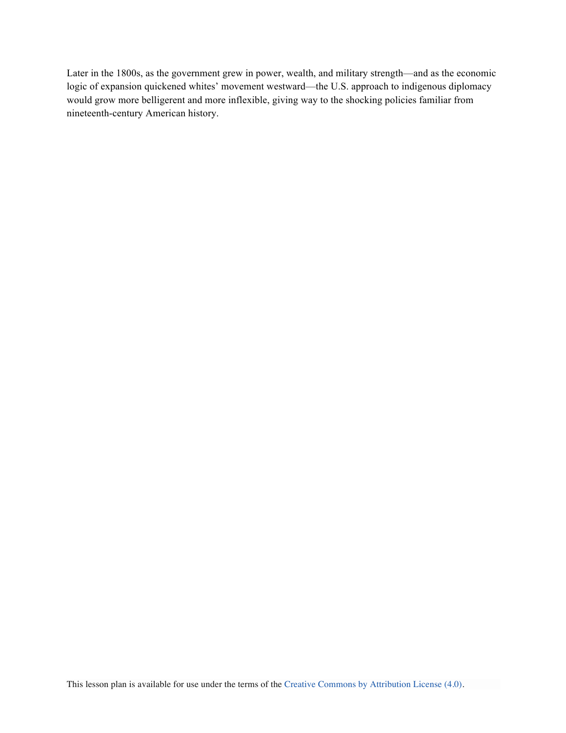Later in the 1800s, as the government grew in power, wealth, and military strength—and as the economic logic of expansion quickened whites' movement westward—the U.S. approach to indigenous diplomacy would grow more belligerent and more inflexible, giving way to the shocking policies familiar from nineteenth-century American history.

This lesson plan is available for use under the terms of the Creative Commons by Attribution License (4.0).